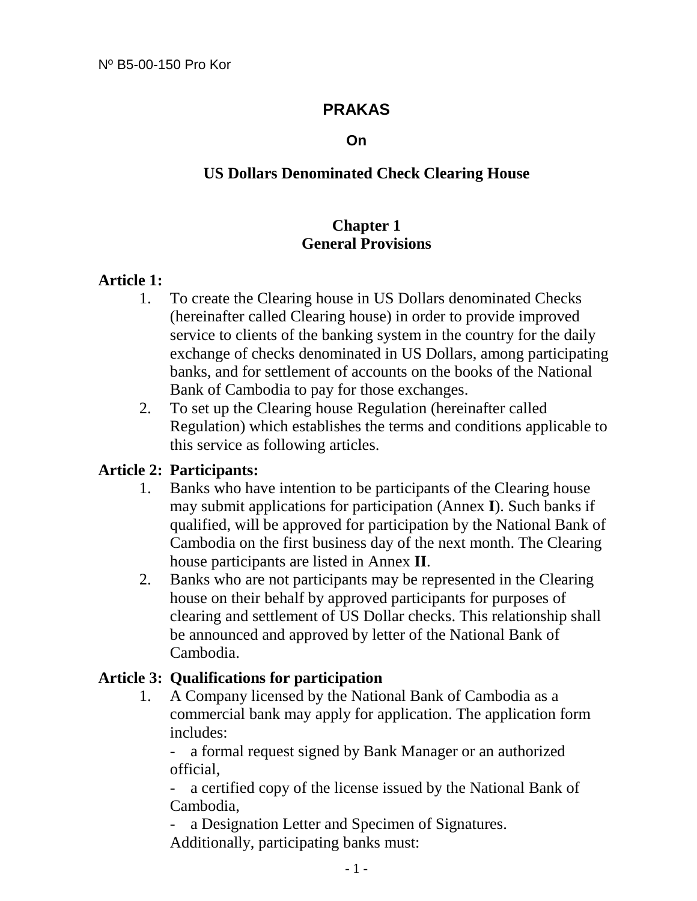Nº B5-00-150 Pro Kor

# PRAKAS

## On

## US Dollars Denominated Check Clearing House

### Chapter 1
### General Provisions

**Article 1:**

1. To create the Clearing house in US Dollars denominated Checks (hereinafter called Clearing house) in order to provide improved service to clients of the banking system in the country for the daily exchange of checks denominated in US Dollars, among participating banks, and for settlement of accounts on the books of the National Bank of Cambodia to pay for those exchanges.
2. To set up the Clearing house Regulation (hereinafter called Regulation) which establishes the terms and conditions applicable to this service as following articles.

**Article 2: Participants:**

1. Banks who have intention to be participants of the Clearing house may submit applications for participation (Annex **I**). Such banks if qualified, will be approved for participation by the National Bank of Cambodia on the first business day of the next month. The Clearing house participants are listed in Annex **II**.
2. Banks who are not participants may be represented in the Clearing house on their behalf by approved participants for purposes of clearing and settlement of US Dollar checks. This relationship shall be announced and approved by letter of the National Bank of Cambodia.

**Article 3: Qualifications for participation**

1. A Company licensed by the National Bank of Cambodia as a commercial bank may apply for application. The application form includes:

   - a formal request signed by Bank Manager or an authorized official,
   - a certified copy of the license issued by the National Bank of Cambodia,
   - a Designation Letter and Specimen of Signatures.

   Additionally, participating banks must: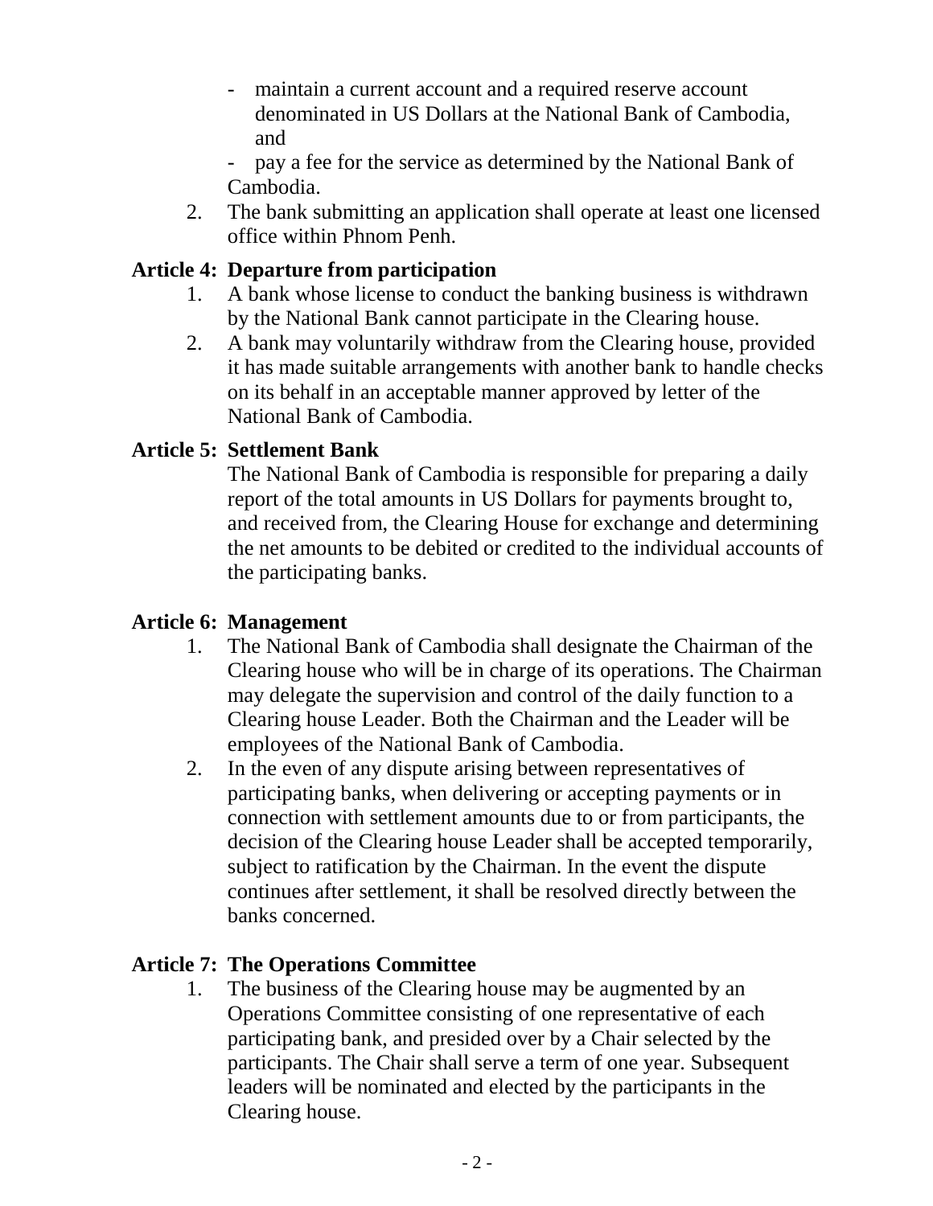- maintain a current account and a required reserve account denominated in US Dollars at the National Bank of Cambodia, and
- pay a fee for the service as determined by the National Bank of Cambodia.

2. The bank submitting an application shall operate at least one licensed office within Phnom Penh.

**Article 4: Departure from participation**

1. A bank whose license to conduct the banking business is withdrawn by the National Bank cannot participate in the Clearing house.
2. A bank may voluntarily withdraw from the Clearing house, provided it has made suitable arrangements with another bank to handle checks on its behalf in an acceptable manner approved by letter of the National Bank of Cambodia.

**Article 5: Settlement Bank**

The National Bank of Cambodia is responsible for preparing a daily report of the total amounts in US Dollars for payments brought to, and received from, the Clearing House for exchange and determining the net amounts to be debited or credited to the individual accounts of the participating banks.

**Article 6: Management**

1. The National Bank of Cambodia shall designate the Chairman of the Clearing house who will be in charge of its operations. The Chairman may delegate the supervision and control of the daily function to a Clearing house Leader. Both the Chairman and the Leader will be employees of the National Bank of Cambodia.
2. In the even of any dispute arising between representatives of participating banks, when delivering or accepting payments or in connection with settlement amounts due to or from participants, the decision of the Clearing house Leader shall be accepted temporarily, subject to ratification by the Chairman. In the event the dispute continues after settlement, it shall be resolved directly between the banks concerned.

**Article 7: The Operations Committee**

1. The business of the Clearing house may be augmented by an Operations Committee consisting of one representative of each participating bank, and presided over by a Chair selected by the participants. The Chair shall serve a term of one year. Subsequent leaders will be nominated and elected by the participants in the Clearing house.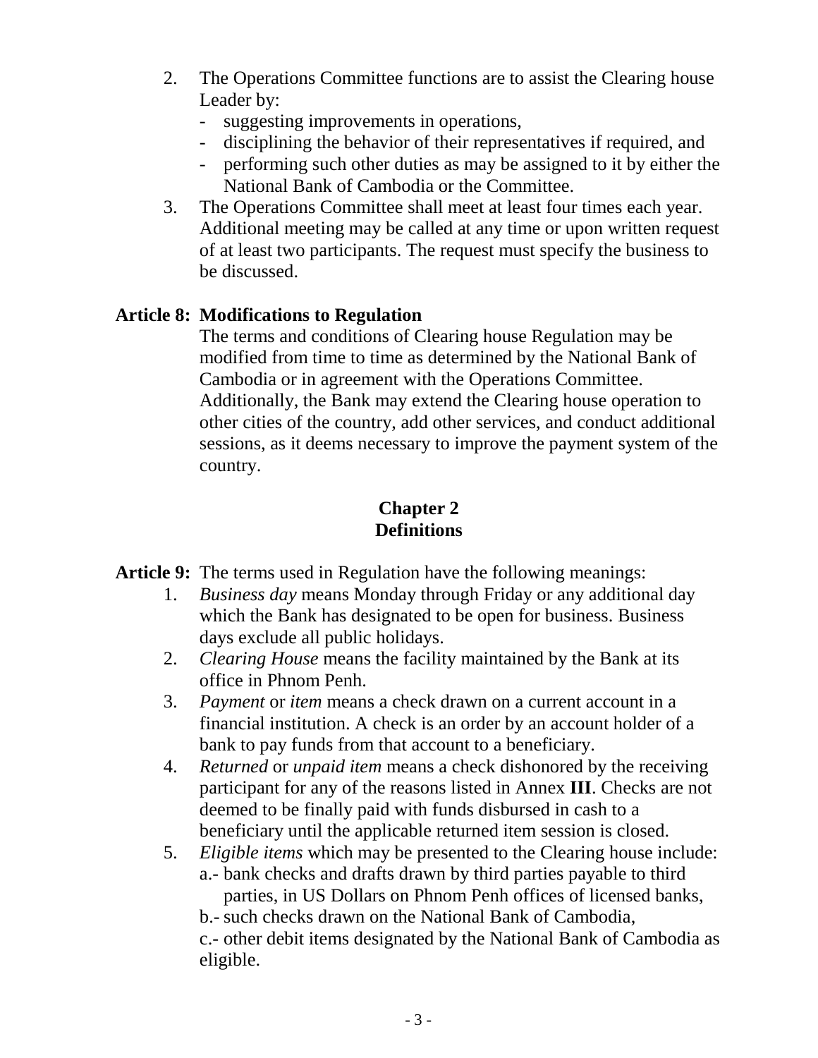2. The Operations Committee functions are to assist the Clearing house Leader by:
   - suggesting improvements in operations,
   - disciplining the behavior of their representatives if required, and
   - performing such other duties as may be assigned to it by either the National Bank of Cambodia or the Committee.
3. The Operations Committee shall meet at least four times each year. Additional meeting may be called at any time or upon written request of at least two participants. The request must specify the business to be discussed.

**Article 8: Modifications to Regulation**

The terms and conditions of Clearing house Regulation may be modified from time to time as determined by the National Bank of Cambodia or in agreement with the Operations Committee. Additionally, the Bank may extend the Clearing house operation to other cities of the country, add other services, and conduct additional sessions, as it deems necessary to improve the payment system of the country.

## Chapter 2
## Definitions

**Article 9:** The terms used in Regulation have the following meanings:

1. *Business day* means Monday through Friday or any additional day which the Bank has designated to be open for business. Business days exclude all public holidays.
2. *Clearing House* means the facility maintained by the Bank at its office in Phnom Penh.
3. *Payment* or *item* means a check drawn on a current account in a financial institution. A check is an order by an account holder of a bank to pay funds from that account to a beneficiary.
4. *Returned* or *unpaid item* means a check dishonored by the receiving participant for any of the reasons listed in Annex **III**. Checks are not deemed to be finally paid with funds disbursed in cash to a beneficiary until the applicable returned item session is closed.
5. *Eligible items* which may be presented to the Clearing house include:
   a.- bank checks and drafts drawn by third parties payable to third parties, in US Dollars on Phnom Penh offices of licensed banks,
   b.- such checks drawn on the National Bank of Cambodia,
   c.- other debit items designated by the National Bank of Cambodia as eligible.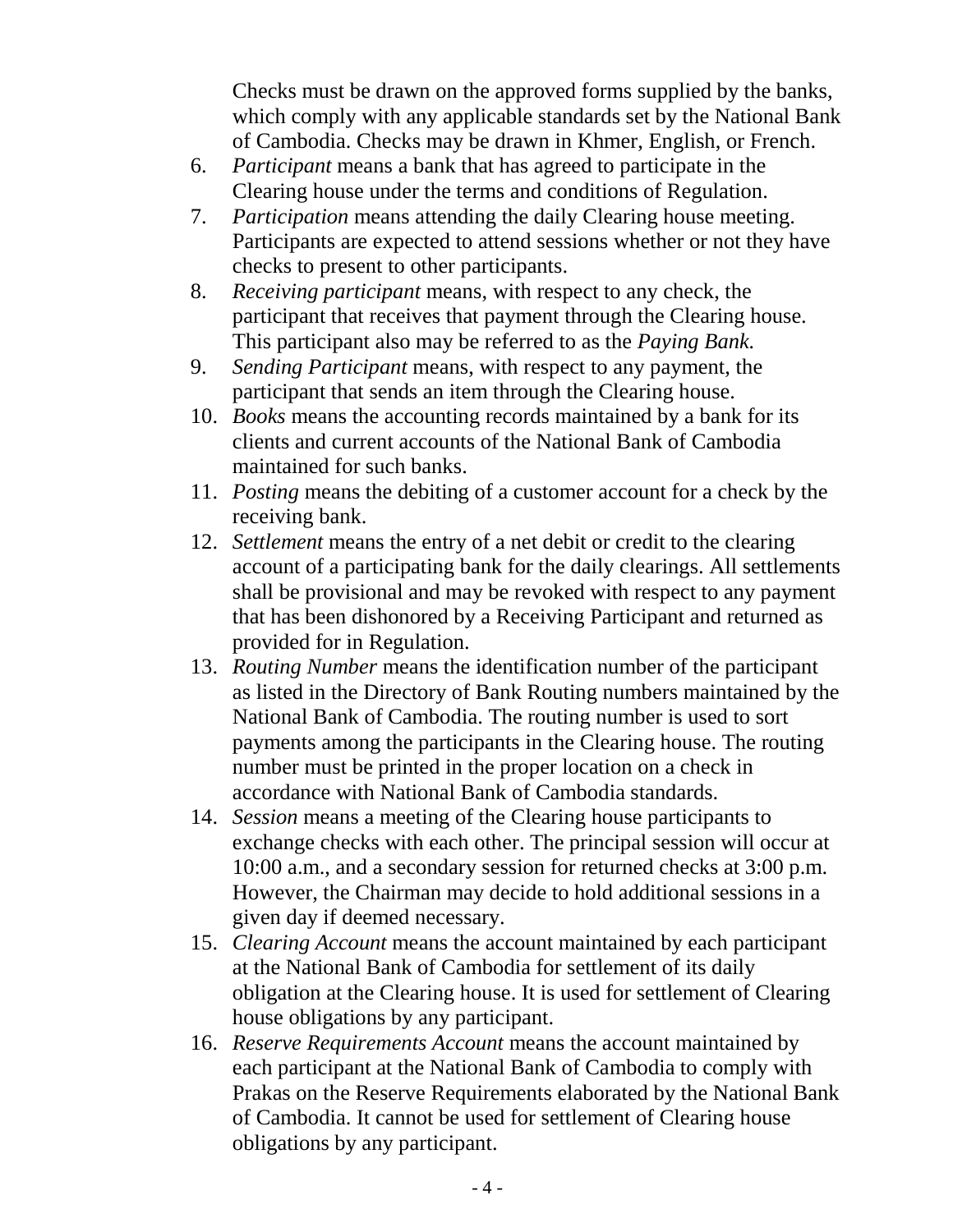Checks must be drawn on the approved forms supplied by the banks, which comply with any applicable standards set by the National Bank of Cambodia. Checks may be drawn in Khmer, English, or French.

6. *Participant* means a bank that has agreed to participate in the Clearing house under the terms and conditions of Regulation.
7. *Participation* means attending the daily Clearing house meeting. Participants are expected to attend sessions whether or not they have checks to present to other participants.
8. *Receiving participant* means, with respect to any check, the participant that receives that payment through the Clearing house. This participant also may be referred to as the *Paying Bank.*
9. *Sending Participant* means, with respect to any payment, the participant that sends an item through the Clearing house.
10. *Books* means the accounting records maintained by a bank for its clients and current accounts of the National Bank of Cambodia maintained for such banks.
11. *Posting* means the debiting of a customer account for a check by the receiving bank.
12. *Settlement* means the entry of a net debit or credit to the clearing account of a participating bank for the daily clearings. All settlements shall be provisional and may be revoked with respect to any payment that has been dishonored by a Receiving Participant and returned as provided for in Regulation.
13. *Routing Number* means the identification number of the participant as listed in the Directory of Bank Routing numbers maintained by the National Bank of Cambodia. The routing number is used to sort payments among the participants in the Clearing house. The routing number must be printed in the proper location on a check in accordance with National Bank of Cambodia standards.
14. *Session* means a meeting of the Clearing house participants to exchange checks with each other. The principal session will occur at 10:00 a.m., and a secondary session for returned checks at 3:00 p.m. However, the Chairman may decide to hold additional sessions in a given day if deemed necessary.
15. *Clearing Account* means the account maintained by each participant at the National Bank of Cambodia for settlement of its daily obligation at the Clearing house. It is used for settlement of Clearing house obligations by any participant.
16. *Reserve Requirements Account* means the account maintained by each participant at the National Bank of Cambodia to comply with Prakas on the Reserve Requirements elaborated by the National Bank of Cambodia. It cannot be used for settlement of Clearing house obligations by any participant.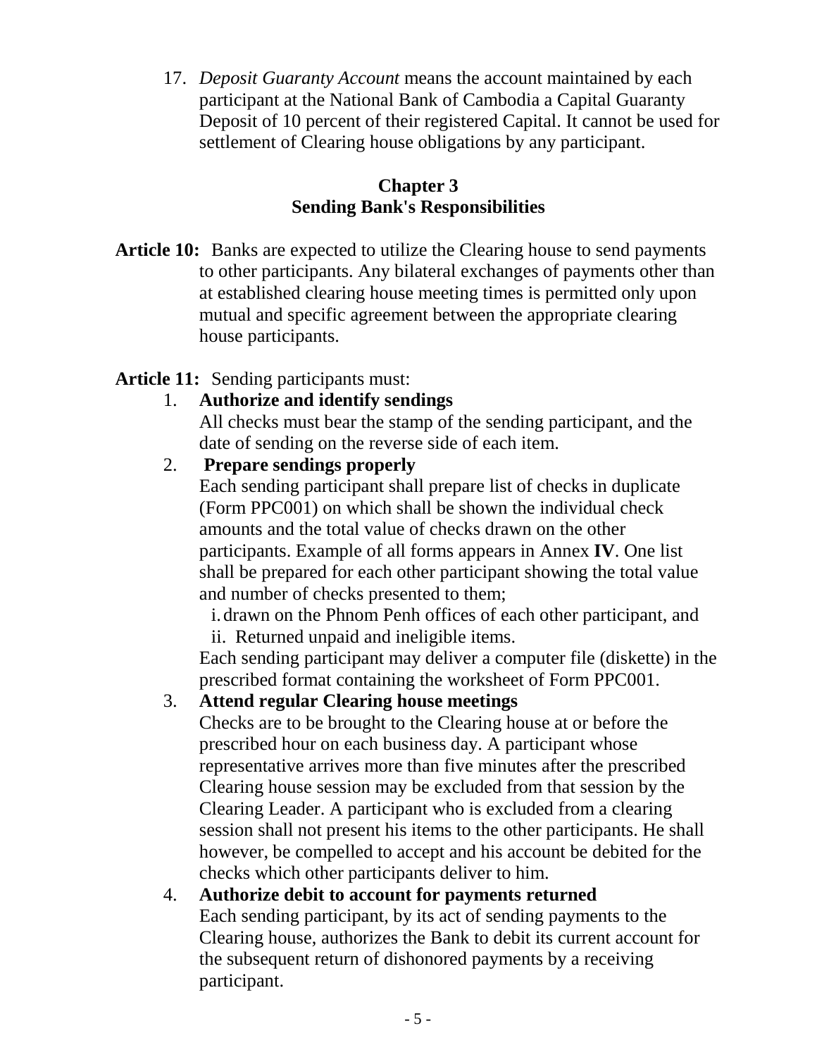17. *Deposit Guaranty Account* means the account maintained by each participant at the National Bank of Cambodia a Capital Guaranty Deposit of 10 percent of their registered Capital. It cannot be used for settlement of Clearing house obligations by any participant.

## Chapter 3
## Sending Bank's Responsibilities

**Article 10:** Banks are expected to utilize the Clearing house to send payments to other participants. Any bilateral exchanges of payments other than at established clearing house meeting times is permitted only upon mutual and specific agreement between the appropriate clearing house participants.

**Article 11:** Sending participants must:

1. **Authorize and identify sendings**
   All checks must bear the stamp of the sending participant, and the date of sending on the reverse side of each item.
2. **Prepare sendings properly**
   Each sending participant shall prepare list of checks in duplicate (Form PPC001) on which shall be shown the individual check amounts and the total value of checks drawn on the other participants. Example of all forms appears in Annex **IV**. One list shall be prepared for each other participant showing the total value and number of checks presented to them;
   i. drawn on the Phnom Penh offices of each other participant, and
   ii. Returned unpaid and ineligible items.
   Each sending participant may deliver a computer file (diskette) in the prescribed format containing the worksheet of Form PPC001.
3. **Attend regular Clearing house meetings**
   Checks are to be brought to the Clearing house at or before the prescribed hour on each business day. A participant whose representative arrives more than five minutes after the prescribed Clearing house session may be excluded from that session by the Clearing Leader. A participant who is excluded from a clearing session shall not present his items to the other participants. He shall however, be compelled to accept and his account be debited for the checks which other participants deliver to him.
4. **Authorize debit to account for payments returned**
   Each sending participant, by its act of sending payments to the Clearing house, authorizes the Bank to debit its current account for the subsequent return of dishonored payments by a receiving participant.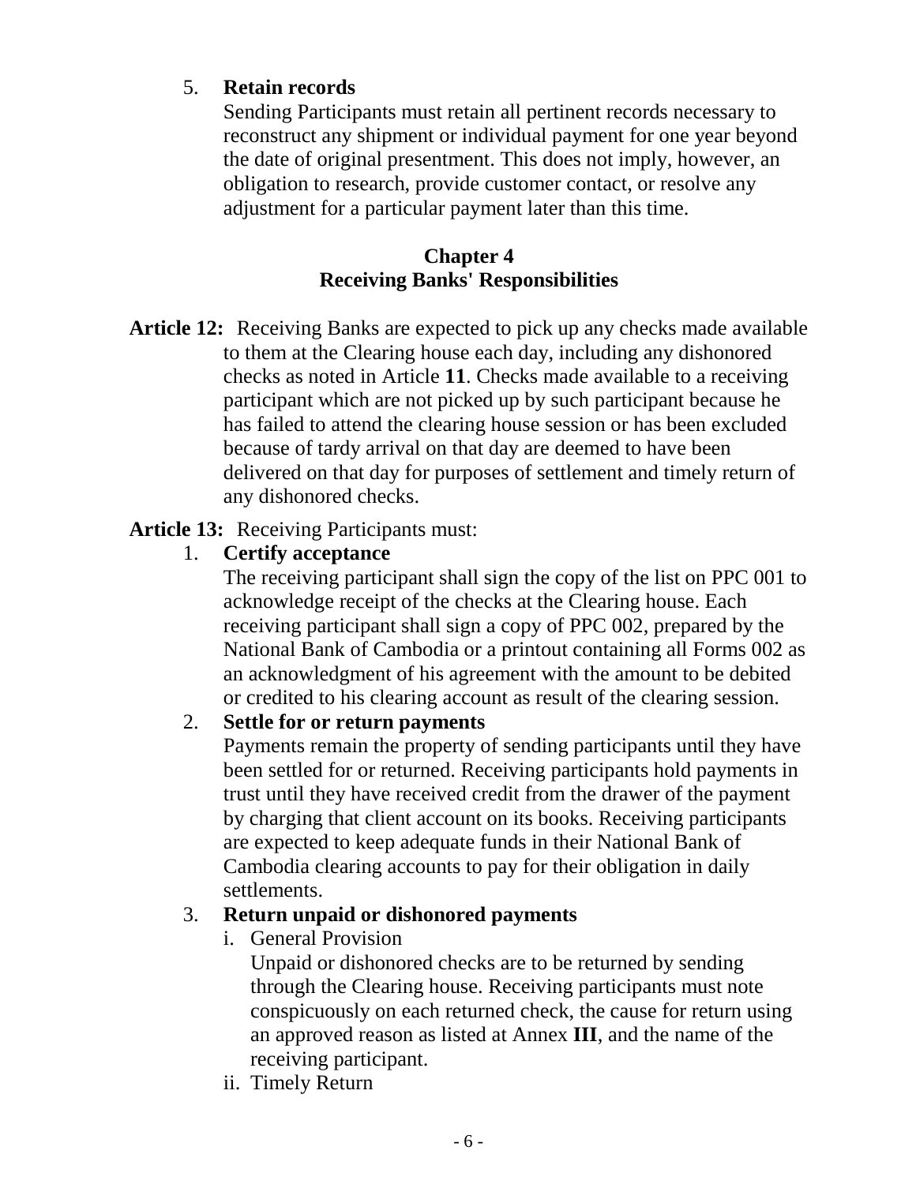5. **Retain records**

   Sending Participants must retain all pertinent records necessary to reconstruct any shipment or individual payment for one year beyond the date of original presentment. This does not imply, however, an obligation to research, provide customer contact, or resolve any adjustment for a particular payment later than this time.

## Chapter 4
## Receiving Banks' Responsibilities

**Article 12:** Receiving Banks are expected to pick up any checks made available to them at the Clearing house each day, including any dishonored checks as noted in Article **11**. Checks made available to a receiving participant which are not picked up by such participant because he has failed to attend the clearing house session or has been excluded because of tardy arrival on that day are deemed to have been delivered on that day for purposes of settlement and timely return of any dishonored checks.

**Article 13:** Receiving Participants must:

1. **Certify acceptance**

   The receiving participant shall sign the copy of the list on PPC 001 to acknowledge receipt of the checks at the Clearing house. Each receiving participant shall sign a copy of PPC 002, prepared by the National Bank of Cambodia or a printout containing all Forms 002 as an acknowledgment of his agreement with the amount to be debited or credited to his clearing account as result of the clearing session.

2. **Settle for or return payments**

   Payments remain the property of sending participants until they have been settled for or returned. Receiving participants hold payments in trust until they have received credit from the drawer of the payment by charging that client account on its books. Receiving participants are expected to keep adequate funds in their National Bank of Cambodia clearing accounts to pay for their obligation in daily settlements.

3. **Return unpaid or dishonored payments**

   i. General Provision

      Unpaid or dishonored checks are to be returned by sending through the Clearing house. Receiving participants must note conspicuously on each returned check, the cause for return using an approved reason as listed at Annex **III**, and the name of the receiving participant.

   ii. Timely Return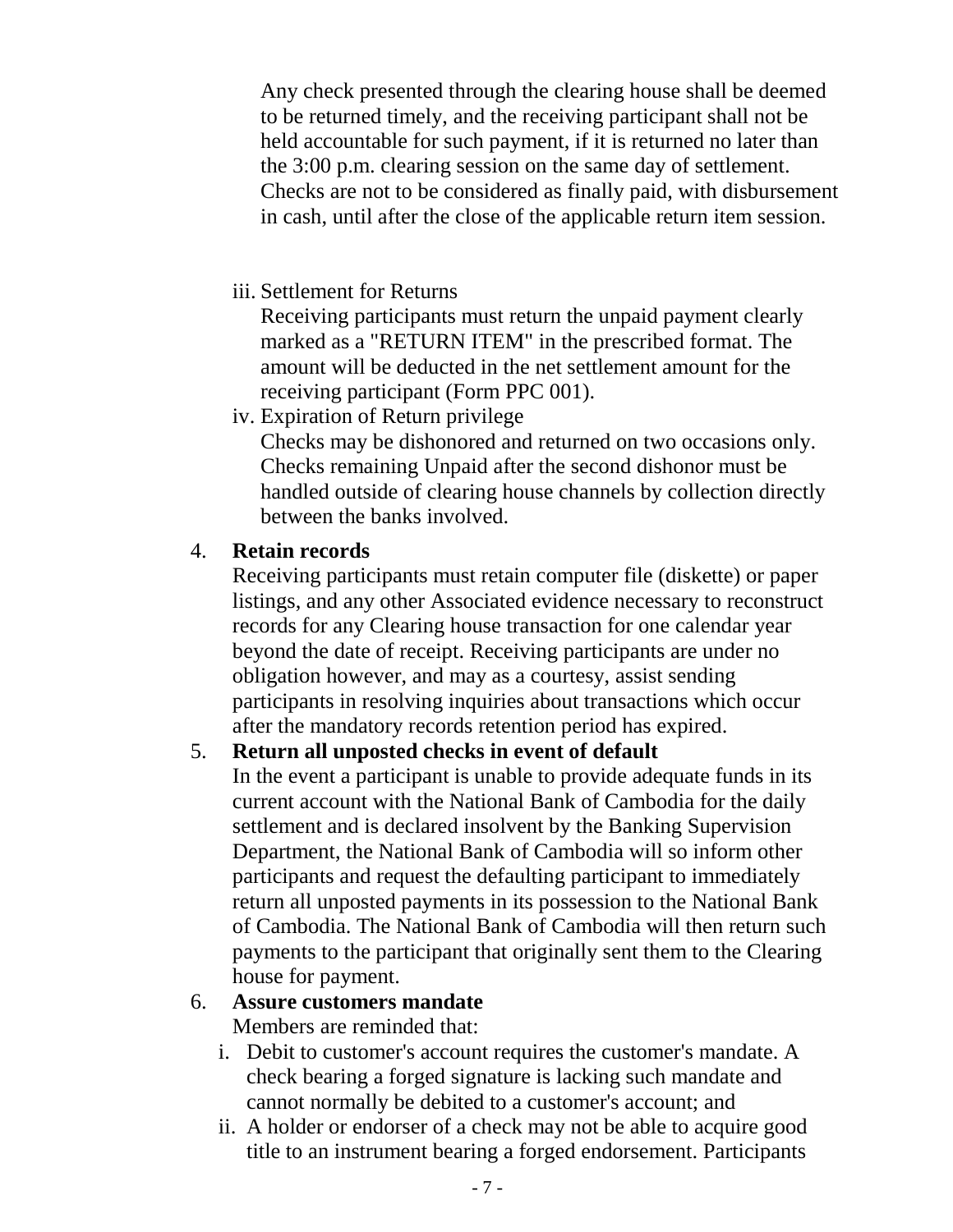Any check presented through the clearing house shall be deemed to be returned timely, and the receiving participant shall not be held accountable for such payment, if it is returned no later than the 3:00 p.m. clearing session on the same day of settlement. Checks are not to be considered as finally paid, with disbursement in cash, until after the close of the applicable return item session.

iii. Settlement for Returns
Receiving participants must return the unpaid payment clearly marked as a "RETURN ITEM" in the prescribed format. The amount will be deducted in the net settlement amount for the receiving participant (Form PPC 001).

iv. Expiration of Return privilege
Checks may be dishonored and returned on two occasions only. Checks remaining Unpaid after the second dishonor must be handled outside of clearing house channels by collection directly between the banks involved.

4. **Retain records**
Receiving participants must retain computer file (diskette) or paper listings, and any other Associated evidence necessary to reconstruct records for any Clearing house transaction for one calendar year beyond the date of receipt. Receiving participants are under no obligation however, and may as a courtesy, assist sending participants in resolving inquiries about transactions which occur after the mandatory records retention period has expired.

5. **Return all unposted checks in event of default**
In the event a participant is unable to provide adequate funds in its current account with the National Bank of Cambodia for the daily settlement and is declared insolvent by the Banking Supervision Department, the National Bank of Cambodia will so inform other participants and request the defaulting participant to immediately return all unposted payments in its possession to the National Bank of Cambodia. The National Bank of Cambodia will then return such payments to the participant that originally sent them to the Clearing house for payment.

6. **Assure customers mandate**
Members are reminded that:
   i. Debit to customer's account requires the customer's mandate. A check bearing a forged signature is lacking such mandate and cannot normally be debited to a customer's account; and
   ii. A holder or endorser of a check may not be able to acquire good title to an instrument bearing a forged endorsement. Participants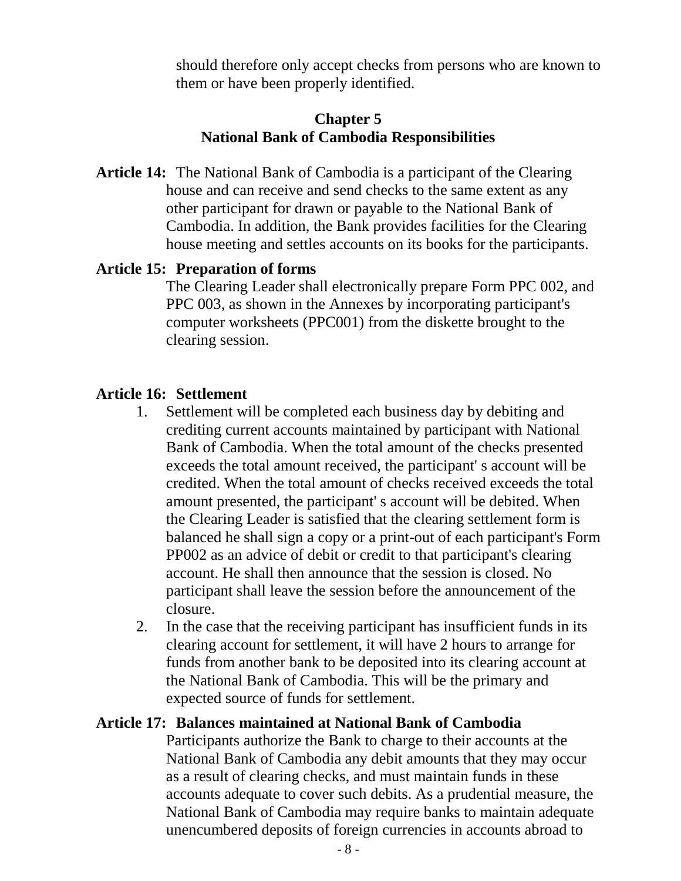should therefore only accept checks from persons who are known to them or have been properly identified.

## Chapter 5
## National Bank of Cambodia Responsibilities

**Article 14:** The National Bank of Cambodia is a participant of the Clearing house and can receive and send checks to the same extent as any other participant for drawn or payable to the National Bank of Cambodia. In addition, the Bank provides facilities for the Clearing house meeting and settles accounts on its books for the participants.

**Article 15: Preparation of forms**

The Clearing Leader shall electronically prepare Form PPC 002, and PPC 003, as shown in the Annexes by incorporating participant's computer worksheets (PPC001) from the diskette brought to the clearing session.

**Article 16: Settlement**

1. Settlement will be completed each business day by debiting and crediting current accounts maintained by participant with National Bank of Cambodia. When the total amount of the checks presented exceeds the total amount received, the participant' s account will be credited. When the total amount of checks received exceeds the total amount presented, the participant' s account will be debited. When the Clearing Leader is satisfied that the clearing settlement form is balanced he shall sign a copy or a print-out of each participant's Form PP002 as an advice of debit or credit to that participant's clearing account. He shall then announce that the session is closed. No participant shall leave the session before the announcement of the closure.
2. In the case that the receiving participant has insufficient funds in its clearing account for settlement, it will have 2 hours to arrange for funds from another bank to be deposited into its clearing account at the National Bank of Cambodia. This will be the primary and expected source of funds for settlement.

**Article 17: Balances maintained at National Bank of Cambodia**

Participants authorize the Bank to charge to their accounts at the National Bank of Cambodia any debit amounts that they may occur as a result of clearing checks, and must maintain funds in these accounts adequate to cover such debits. As a prudential measure, the National Bank of Cambodia may require banks to maintain adequate unencumbered deposits of foreign currencies in accounts abroad to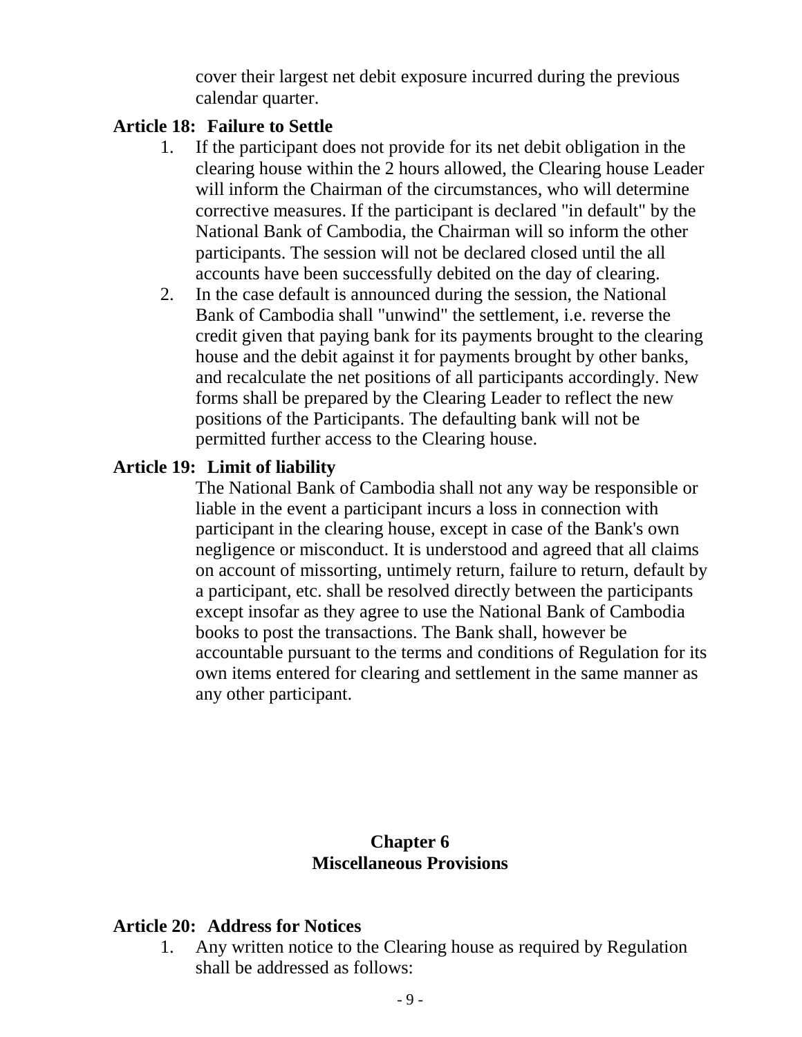cover their largest net debit exposure incurred during the previous calendar quarter.

**Article 18: Failure to Settle**

1. If the participant does not provide for its net debit obligation in the clearing house within the 2 hours allowed, the Clearing house Leader will inform the Chairman of the circumstances, who will determine corrective measures. If the participant is declared "in default" by the National Bank of Cambodia, the Chairman will so inform the other participants. The session will not be declared closed until the all accounts have been successfully debited on the day of clearing.
2. In the case default is announced during the session, the National Bank of Cambodia shall "unwind" the settlement, i.e. reverse the credit given that paying bank for its payments brought to the clearing house and the debit against it for payments brought by other banks, and recalculate the net positions of all participants accordingly. New forms shall be prepared by the Clearing Leader to reflect the new positions of the Participants. The defaulting bank will not be permitted further access to the Clearing house.

**Article 19: Limit of liability**

The National Bank of Cambodia shall not any way be responsible or liable in the event a participant incurs a loss in connection with participant in the clearing house, except in case of the Bank's own negligence or misconduct. It is understood and agreed that all claims on account of missorting, untimely return, failure to return, default by a participant, etc. shall be resolved directly between the participants except insofar as they agree to use the National Bank of Cambodia books to post the transactions. The Bank shall, however be accountable pursuant to the terms and conditions of Regulation for its own items entered for clearing and settlement in the same manner as any other participant.

## Chapter 6
## Miscellaneous Provisions

**Article 20: Address for Notices**

1. Any written notice to the Clearing house as required by Regulation shall be addressed as follows: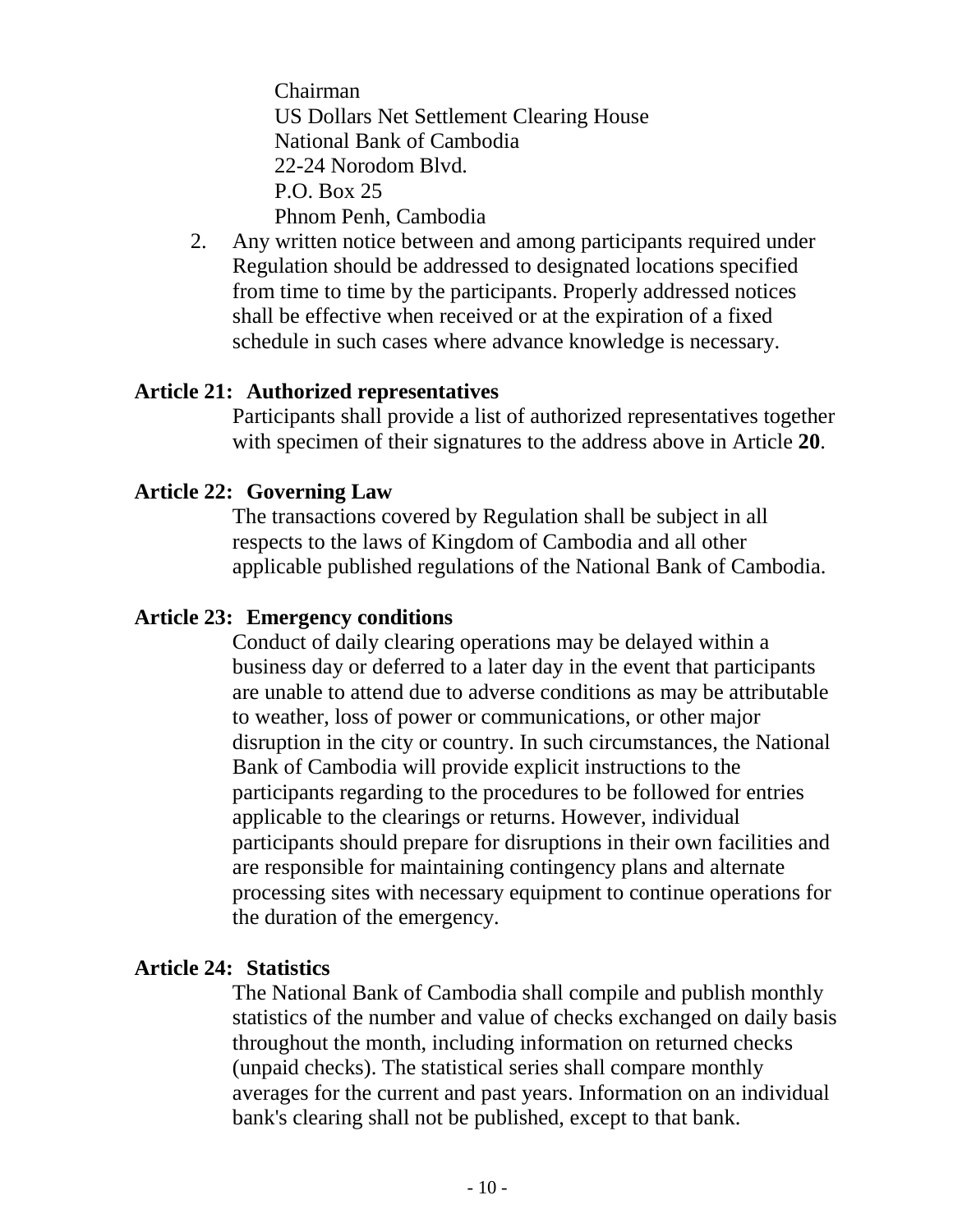Chairman
US Dollars Net Settlement Clearing House
National Bank of Cambodia
22-24 Norodom Blvd.
P.O. Box 25
Phnom Penh, Cambodia

2. Any written notice between and among participants required under Regulation should be addressed to designated locations specified from time to time by the participants. Properly addressed notices shall be effective when received or at the expiration of a fixed schedule in such cases where advance knowledge is necessary.

**Article 21: Authorized representatives**

Participants shall provide a list of authorized representatives together with specimen of their signatures to the address above in Article **20**.

**Article 22: Governing Law**

The transactions covered by Regulation shall be subject in all respects to the laws of Kingdom of Cambodia and all other applicable published regulations of the National Bank of Cambodia.

**Article 23: Emergency conditions**

Conduct of daily clearing operations may be delayed within a business day or deferred to a later day in the event that participants are unable to attend due to adverse conditions as may be attributable to weather, loss of power or communications, or other major disruption in the city or country. In such circumstances, the National Bank of Cambodia will provide explicit instructions to the participants regarding to the procedures to be followed for entries applicable to the clearings or returns. However, individual participants should prepare for disruptions in their own facilities and are responsible for maintaining contingency plans and alternate processing sites with necessary equipment to continue operations for the duration of the emergency.

**Article 24: Statistics**

The National Bank of Cambodia shall compile and publish monthly statistics of the number and value of checks exchanged on daily basis throughout the month, including information on returned checks (unpaid checks). The statistical series shall compare monthly averages for the current and past years. Information on an individual bank's clearing shall not be published, except to that bank.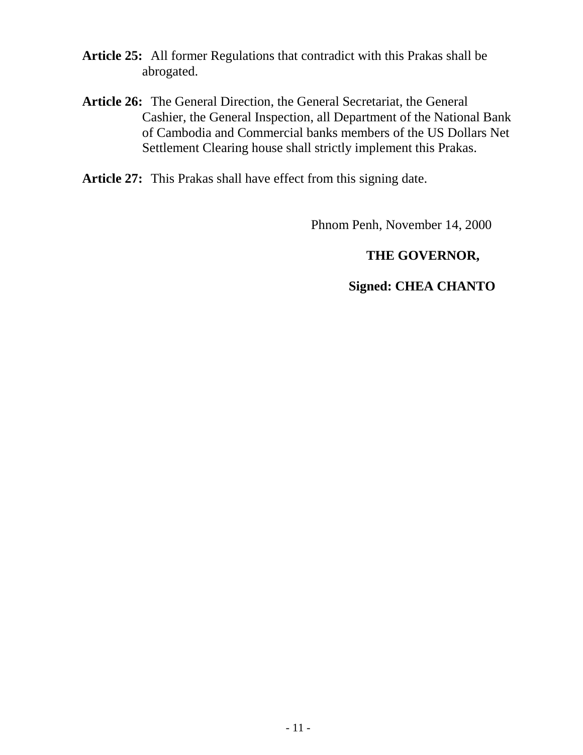**Article 25:** All former Regulations that contradict with this Prakas shall be abrogated.

**Article 26:** The General Direction, the General Secretariat, the General Cashier, the General Inspection, all Department of the National Bank of Cambodia and Commercial banks members of the US Dollars Net Settlement Clearing house shall strictly implement this Prakas.

**Article 27:** This Prakas shall have effect from this signing date.

Phnom Penh, November 14, 2000

**THE GOVERNOR,**

**Signed: CHEA CHANTO**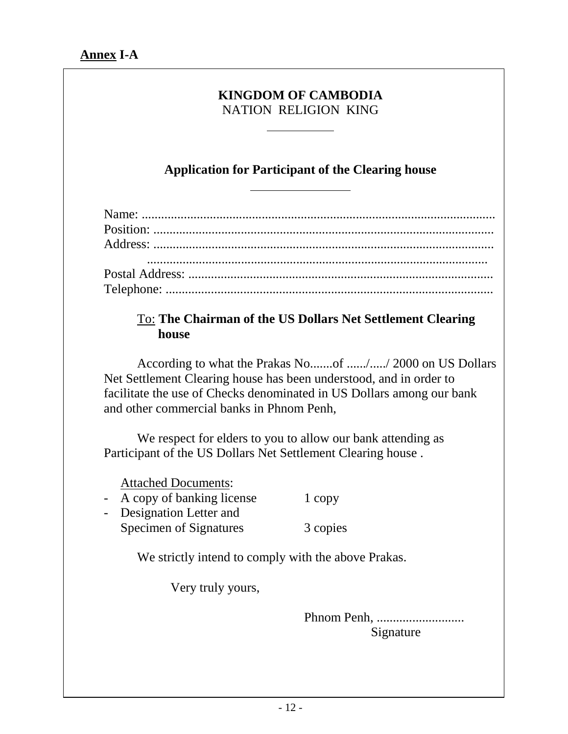**Annex I-A**

**KINGDOM OF CAMBODIA**
NATION RELIGION KING

---

**Application for Participant of the Clearing house**

---

Name: ..........................................................................................................
Position: ......................................................................................................
Address: ......................................................................................................
.......................................................................................................
Postal Address: ............................................................................................
Telephone: ...................................................................................................

To: **The Chairman of the US Dollars Net Settlement Clearing house**

According to what the Prakas No.......of ....../...../ 2000 on US Dollars Net Settlement Clearing house has been understood, and in order to facilitate the use of Checks denominated in US Dollars among our bank and other commercial banks in Phnom Penh,

We respect for elders to you to allow our bank attending as Participant of the US Dollars Net Settlement Clearing house .

Attached Documents:

- A copy of banking license 1 copy
- Designation Letter and Specimen of Signatures 3 copies

We strictly intend to comply with the above Prakas.

Very truly yours,

Phnom Penh, ...........................
Signature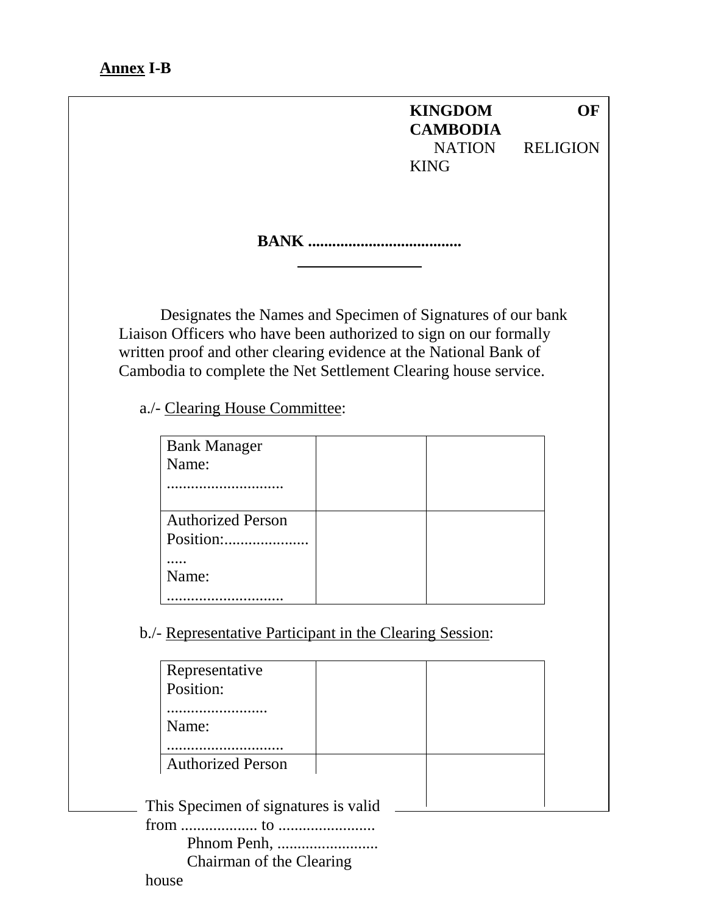**Annex I-B**

**KINGDOM OF CAMBODIA**
NATION RELIGION KING

**BANK ......................................**

Designates the Names and Specimen of Signatures of our bank Liaison Officers who have been authorized to sign on our formally written proof and other clearing evidence at the National Bank of Cambodia to complete the Net Settlement Clearing house service.

a./- Clearing House Committee:

| | | |
|---|---|---|
| Bank Manager<br>Name: ............................. | | |
| Authorized Person<br>Position:..........................<br>Name: ............................. | | |

b./- Representative Participant in the Clearing Session:

| | | |
|---|---|---|
| Representative<br>Position: .........................<br>Name: ............................. | | |
| Authorized Person | | |

This Specimen of signatures is valid from ................... to ........................

Phnom Penh, .........................

Chairman of the Clearing house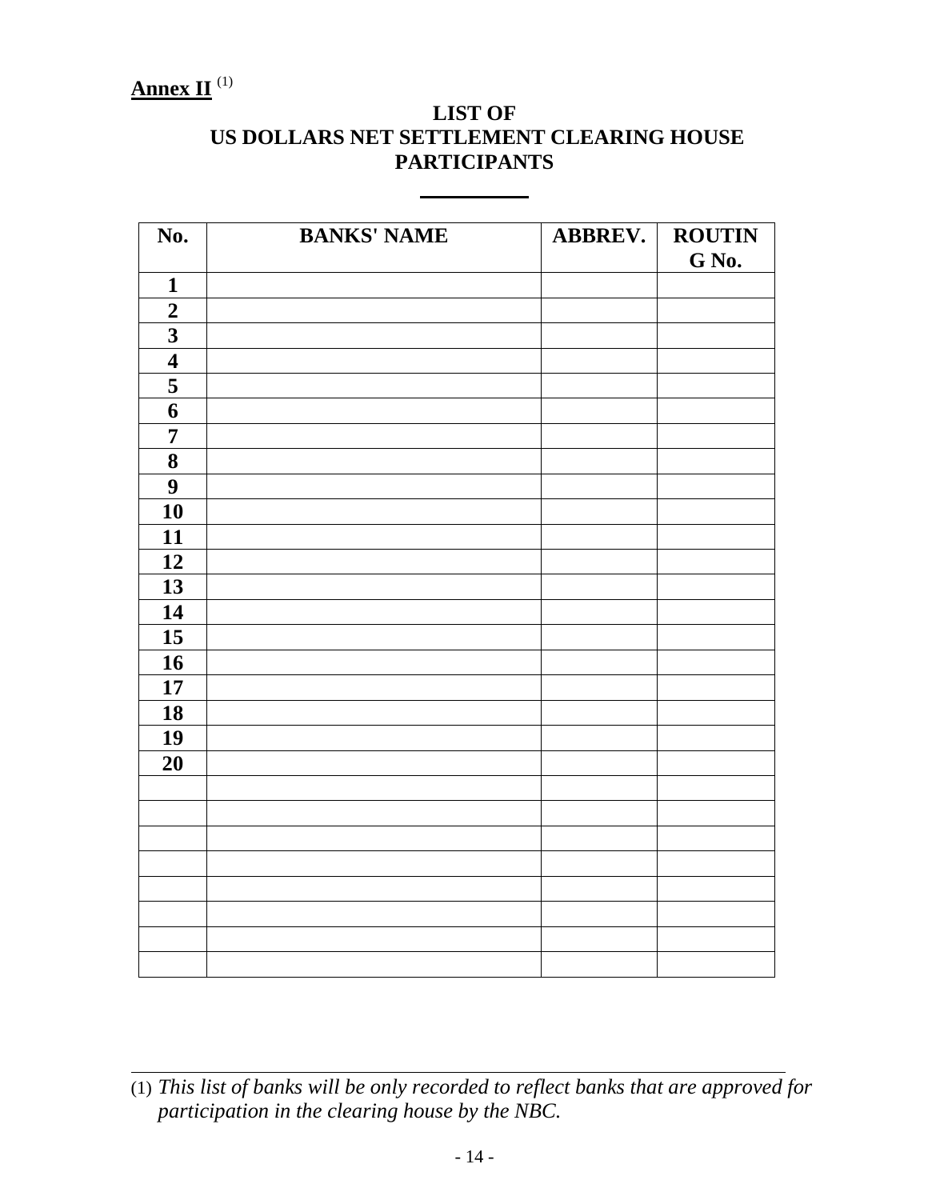**Annex II** [1]

## LIST OF US DOLLARS NET SETTLEMENT CLEARING HOUSE PARTICIPANTS

| No. | BANKS' NAME | ABBREV. | ROUTING No. |
|---|---|---|---|
| 1 | | | |
| 2 | | | |
| 3 | | | |
| 4 | | | |
| 5 | | | |
| 6 | | | |
| 7 | | | |
| 8 | | | |
| 9 | | | |
| 10 | | | |
| 11 | | | |
| 12 | | | |
| 13 | | | |
| 14 | | | |
| 15 | | | |
| 16 | | | |
| 17 | | | |
| 18 | | | |
| 19 | | | |
| 20 | | | |
| | | | |
| | | | |
| | | | |
| | | | |
| | | | |
| | | | |
| | | | |
| | | | |

(1) *This list of banks will be only recorded to reflect banks that are approved for participation in the clearing house by the NBC.*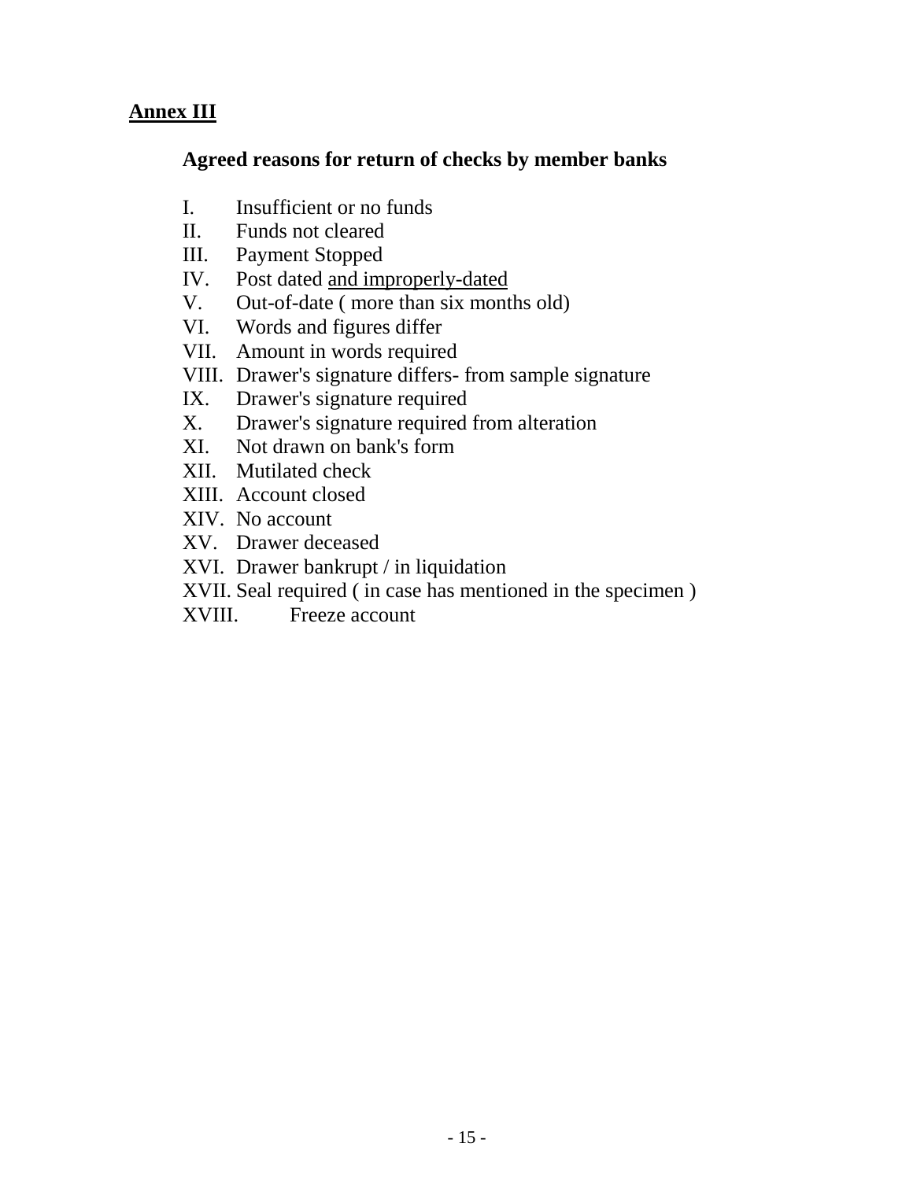## Annex III

### Agreed reasons for return of checks by member banks

I. Insufficient or no funds
II. Funds not cleared
III. Payment Stopped
IV. Post dated <u>and improperly-dated</u>
V. Out-of-date ( more than six months old)
VI. Words and figures differ
VII. Amount in words required
VIII. Drawer's signature differs- from sample signature
IX. Drawer's signature required
X. Drawer's signature required from alteration
XI. Not drawn on bank's form
XII. Mutilated check
XIII. Account closed
XIV. No account
XV. Drawer deceased
XVI. Drawer bankrupt / in liquidation
XVII. Seal required ( in case has mentioned in the specimen )
XVIII. Freeze account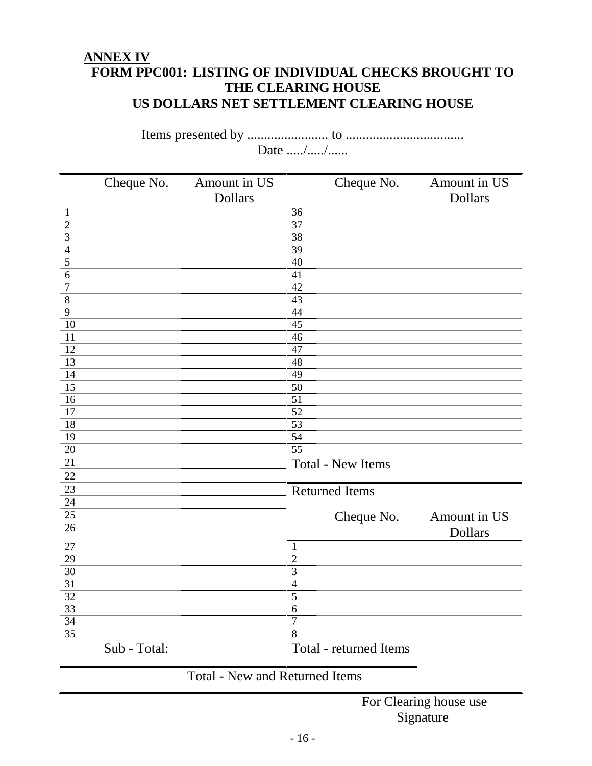**ANNEX IV**

**FORM PPC001: LISTING OF INDIVIDUAL CHECKS BROUGHT TO THE CLEARING HOUSE**

**US DOLLARS NET SETTLEMENT CLEARING HOUSE**

Items presented by ........................ to ...................................

Date ...../...../......

| | Cheque No. | Amount in US Dollars | | Cheque No. | Amount in US Dollars |
|---|---|---|---|---|---|
| 1 | | | 36 | | |
| 2 | | | 37 | | |
| 3 | | | 38 | | |
| 4 | | | 39 | | |
| 5 | | | 40 | | |
| 6 | | | 41 | | |
| 7 | | | 42 | | |
| 8 | | | 43 | | |
| 9 | | | 44 | | |
| 10 | | | 45 | | |
| 11 | | | 46 | | |
| 12 | | | 47 | | |
| 13 | | | 48 | | |
| 14 | | | 49 | | |
| 15 | | | 50 | | |
| 16 | | | 51 | | |
| 17 | | | 52 | | |
| 18 | | | 53 | | |
| 19 | | | 54 | | |
| 20 | | | 55 | | |
| 21 | | | Total - New Items | | |
| 22 | | | | | |
| 23 | | | Returned Items | | |
| 24 | | | | | |
| 25 | | | | Cheque No. | Amount in US Dollars |
| 26 | | | | | |
| 27 | | | 1 | | |
| 29 | | | 2 | | |
| 30 | | | 3 | | |
| 31 | | | 4 | | |
| 32 | | | 5 | | |
| 33 | | | 6 | | |
| 34 | | | 7 | | |
| 35 | | | 8 | | |
| | Sub - Total: | | Total - returned Items | | |
| | | Total - New and Returned Items | | | |

For Clearing house use

Signature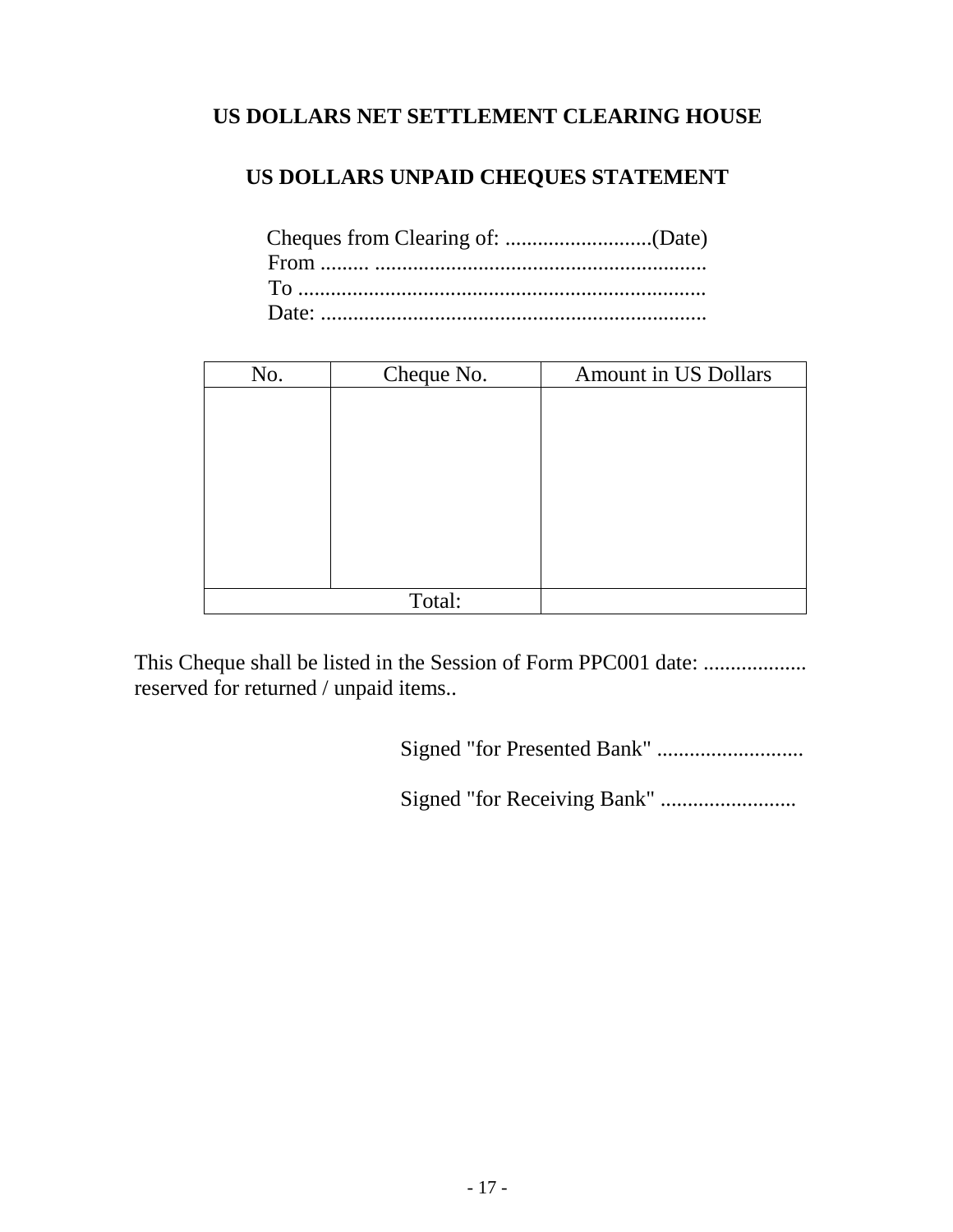## US DOLLARS NET SETTLEMENT CLEARING HOUSE

## US DOLLARS UNPAID CHEQUES STATEMENT

Cheques from Clearing of: ...........................(Date)
From ......... .............................................................
To ...........................................................................
Date: .......................................................................

| No. | Cheque No. | Amount in US Dollars |
|---|---|---|
| | | |
| Total: | | |

This Cheque shall be listed in the Session of Form PPC001 date: ................... reserved for returned / unpaid items..

Signed "for Presented Bank" ...........................

Signed "for Receiving Bank" .........................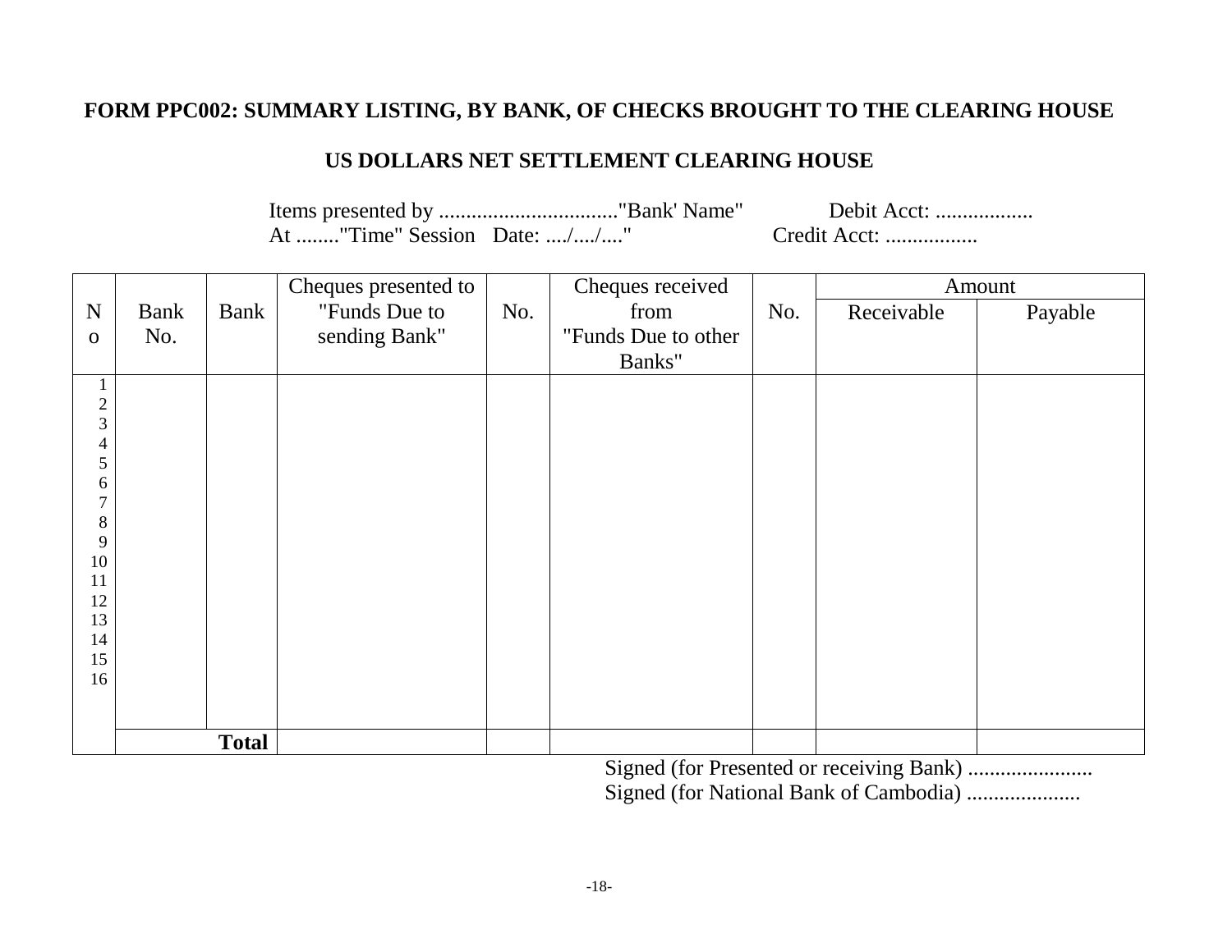**FORM PPC002: SUMMARY LISTING, BY BANK, OF CHECKS BROUGHT TO THE CLEARING HOUSE**

**US DOLLARS NET SETTLEMENT CLEARING HOUSE**

Items presented by ................................."Bank' Name"  Debit Acct: ..................
At ........"Time" Session Date: ..../..../...."  Credit Acct: .................

| No | Bank No. | Bank | Cheques presented to "Funds Due to sending Bank" | No. | Cheques received from "Funds Due to other Banks" | No. | Amount | |
|---|---|---|---|---|---|---|---|---|
| | | | | | | | Receivable | Payable |
| 1 | | | | | | | | |
| 2 | | | | | | | | |
| 3 | | | | | | | | |
| 4 | | | | | | | | |
| 5 | | | | | | | | |
| 6 | | | | | | | | |
| 7 | | | | | | | | |
| 8 | | | | | | | | |
| 9 | | | | | | | | |
| 10 | | | | | | | | |
| 11 | | | | | | | | |
| 12 | | | | | | | | |
| 13 | | | | | | | | |
| 14 | | | | | | | | |
| 15 | | | | | | | | |
| 16 | | | | | | | | |
| | | **Total** | | | | | | |

Signed (for Presented or receiving Bank) .......................
Signed (for National Bank of Cambodia) .....................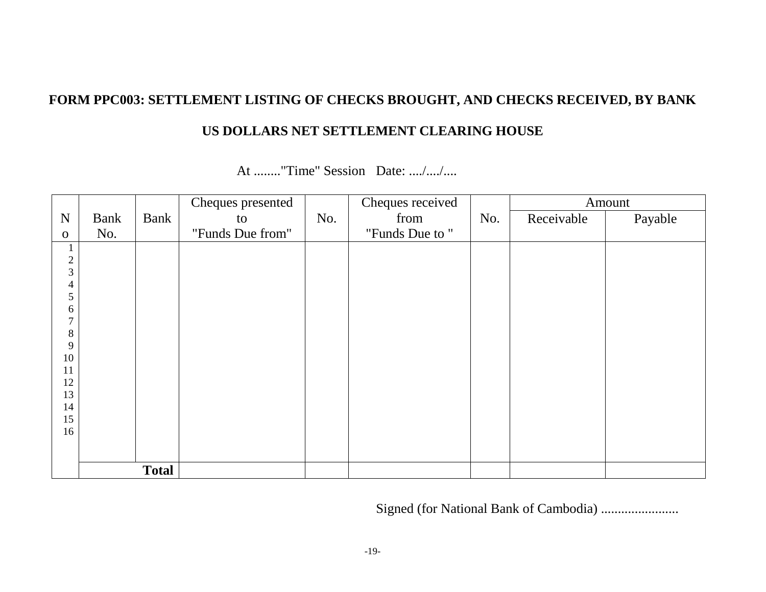**FORM PPC003: SETTLEMENT LISTING OF CHECKS BROUGHT, AND CHECKS RECEIVED, BY BANK**

**US DOLLARS NET SETTLEMENT CLEARING HOUSE**

At ........"Time" Session Date: ..../..../....

| No | Bank No. | Bank | Cheques presented to "Funds Due from" | No. | Cheques received from "Funds Due to " | No. | Amount | |
|---|---|---|---|---|---|---|---|---|
| | | | | | | | Receivable | Payable |
| 1 | | | | | | | | |
| 2 | | | | | | | | |
| 3 | | | | | | | | |
| 4 | | | | | | | | |
| 5 | | | | | | | | |
| 6 | | | | | | | | |
| 7 | | | | | | | | |
| 8 | | | | | | | | |
| 9 | | | | | | | | |
| 10 | | | | | | | | |
| 11 | | | | | | | | |
| 12 | | | | | | | | |
| 13 | | | | | | | | |
| 14 | | | | | | | | |
| 15 | | | | | | | | |
| 16 | | | | | | | | |
| | | **Total** | | | | | | |

Signed (for National Bank of Cambodia) .......................